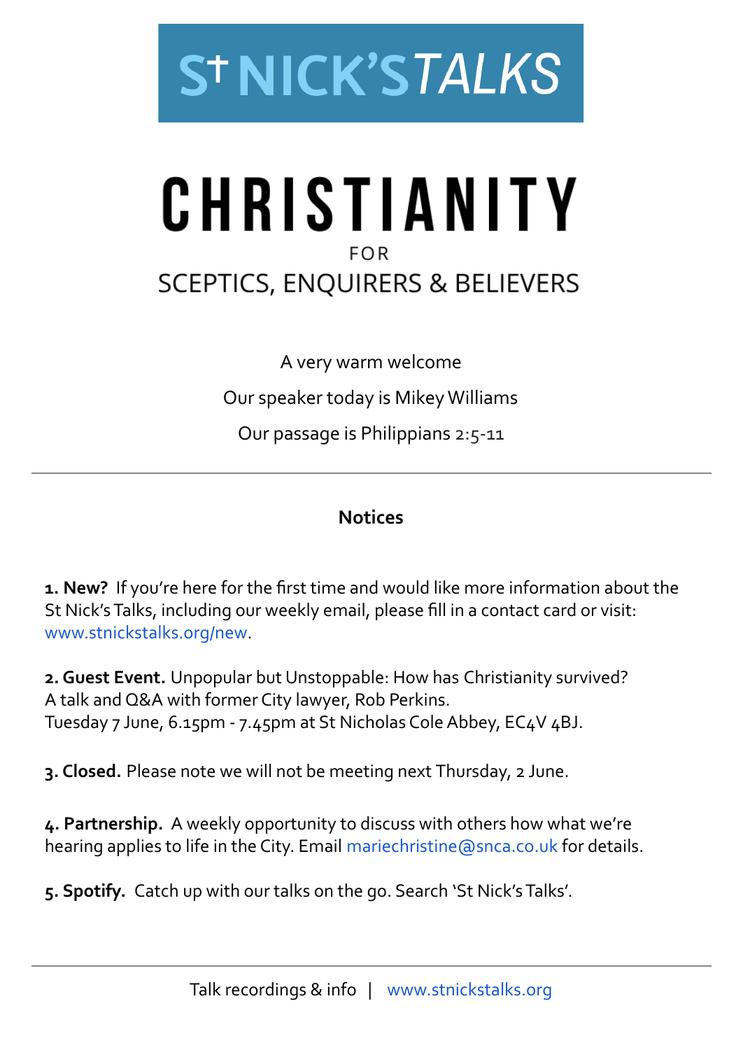# St NICK'S TALKS

# CHRISTIANITY

FOR

## SCEPTICS, ENQUIRERS & BELIEVERS

A very warm welcome

Our speaker today is Mikey Williams

Our passage is Philippians 2:5-11

---

### Notices

**1. New?** If you're here for the first time and would like more information about the St Nick's Talks, including our weekly email, please fill in a contact card or visit: www.stnickstalks.org/new.

**2. Guest Event.** Unpopular but Unstoppable: How has Christianity survived?
A talk and Q&A with former City lawyer, Rob Perkins.
Tuesday 7 June, 6.15pm - 7.45pm at St Nicholas Cole Abbey, EC4V 4BJ.

**3. Closed.** Please note we will not be meeting next Thursday, 2 June.

**4. Partnership.** A weekly opportunity to discuss with others how what we're hearing applies to life in the City. Email mariechristine@snca.co.uk for details.

**5. Spotify.** Catch up with our talks on the go. Search 'St Nick's Talks'.

---

Talk recordings & info | www.stnickstalks.org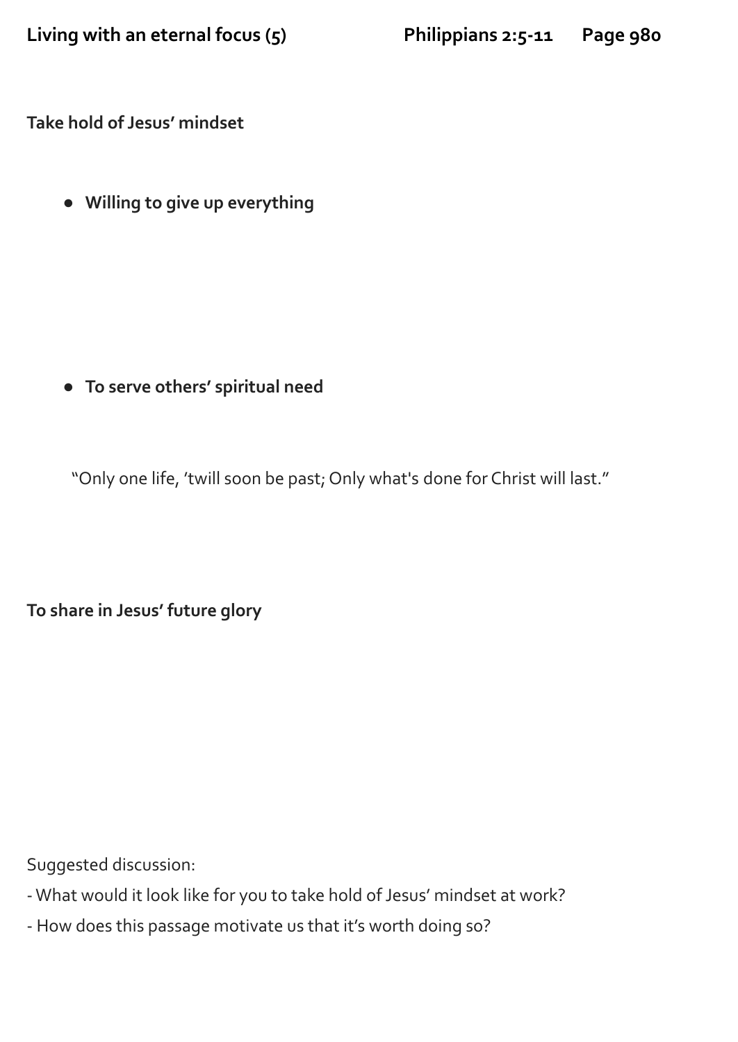**Living with an eternal focus (5)** **Philippians 2:5-11** **Page 980**

**Take hold of Jesus' mindset**

- **Willing to give up everything**

- **To serve others' spiritual need**

"Only one life, 'twill soon be past; Only what's done for Christ will last."

**To share in Jesus' future glory**

Suggested discussion:

- What would it look like for you to take hold of Jesus' mindset at work?
- How does this passage motivate us that it's worth doing so?